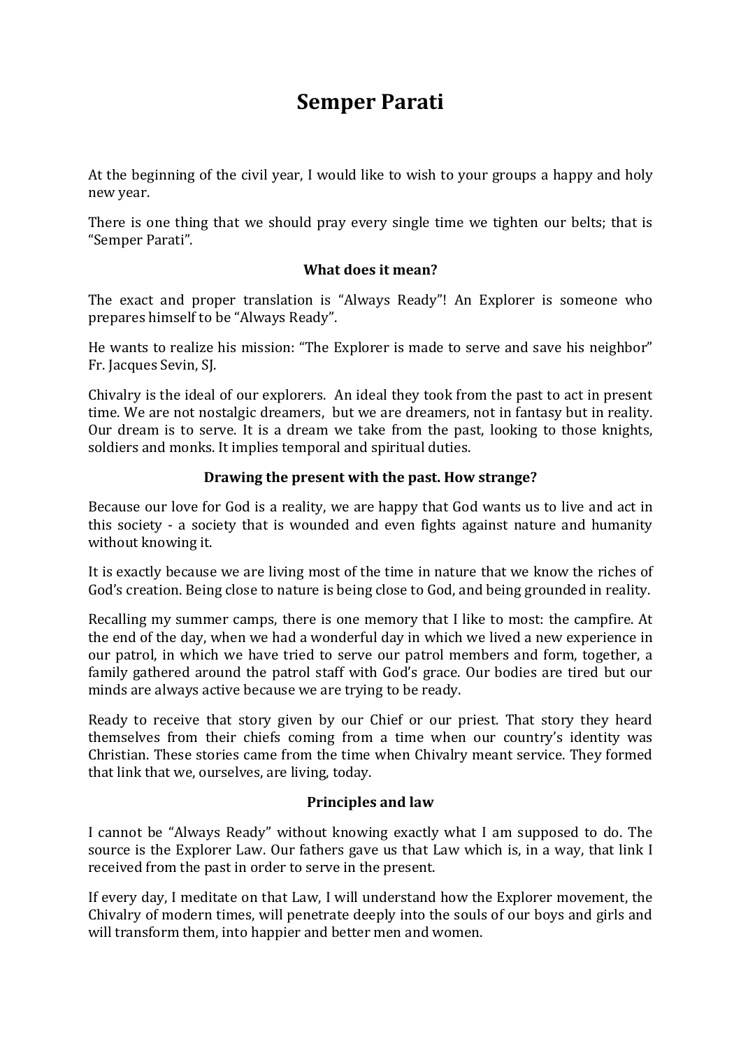# Semper Parati

At the beginning of the civil year, I would like to wish to your groups a happy and holy new year.

There is one thing that we should pray every single time we tighten our belts; that is "Semper Parati".

**What does it mean?**

The exact and proper translation is "Always Ready"! An Explorer is someone who prepares himself to be "Always Ready".

He wants to realize his mission: "The Explorer is made to serve and save his neighbor" Fr. Jacques Sevin, SJ.

Chivalry is the ideal of our explorers. An ideal they took from the past to act in present time. We are not nostalgic dreamers, but we are dreamers, not in fantasy but in reality. Our dream is to serve. It is a dream we take from the past, looking to those knights, soldiers and monks. It implies temporal and spiritual duties.

**Drawing the present with the past. How strange?**

Because our love for God is a reality, we are happy that God wants us to live and act in this society - a society that is wounded and even fights against nature and humanity without knowing it.

It is exactly because we are living most of the time in nature that we know the riches of God's creation. Being close to nature is being close to God, and being grounded in reality.

Recalling my summer camps, there is one memory that I like to most: the campfire. At the end of the day, when we had a wonderful day in which we lived a new experience in our patrol, in which we have tried to serve our patrol members and form, together, a family gathered around the patrol staff with God's grace. Our bodies are tired but our minds are always active because we are trying to be ready.

Ready to receive that story given by our Chief or our priest. That story they heard themselves from their chiefs coming from a time when our country's identity was Christian. These stories came from the time when Chivalry meant service. They formed that link that we, ourselves, are living, today.

**Principles and law**

I cannot be "Always Ready" without knowing exactly what I am supposed to do. The source is the Explorer Law. Our fathers gave us that Law which is, in a way, that link I received from the past in order to serve in the present.

If every day, I meditate on that Law, I will understand how the Explorer movement, the Chivalry of modern times, will penetrate deeply into the souls of our boys and girls and will transform them, into happier and better men and women.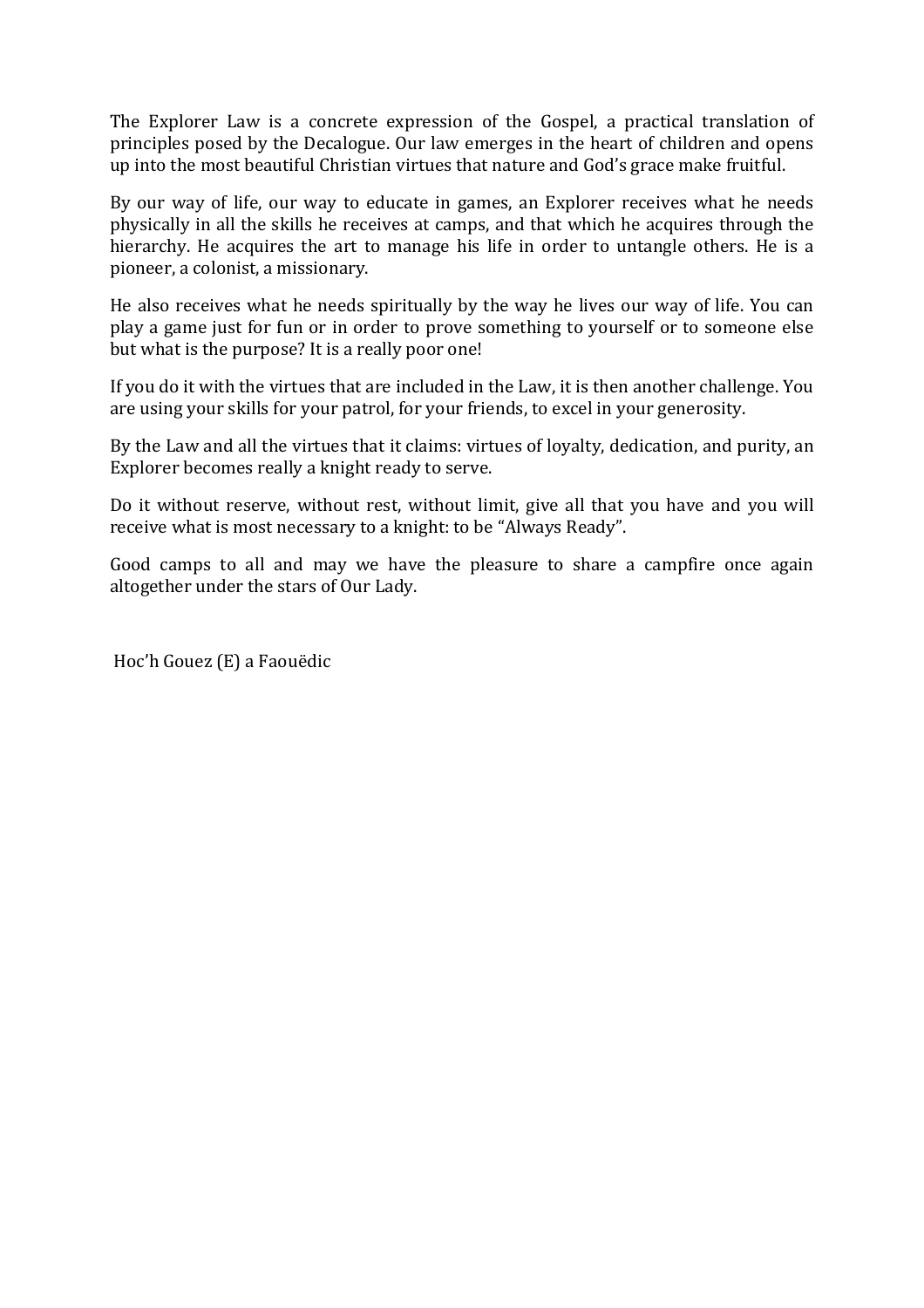The Explorer Law is a concrete expression of the Gospel, a practical translation of principles posed by the Decalogue. Our law emerges in the heart of children and opens up into the most beautiful Christian virtues that nature and God's grace make fruitful.

By our way of life, our way to educate in games, an Explorer receives what he needs physically in all the skills he receives at camps, and that which he acquires through the hierarchy. He acquires the art to manage his life in order to untangle others. He is a pioneer, a colonist, a missionary.

He also receives what he needs spiritually by the way he lives our way of life. You can play a game just for fun or in order to prove something to yourself or to someone else but what is the purpose? It is a really poor one!

If you do it with the virtues that are included in the Law, it is then another challenge. You are using your skills for your patrol, for your friends, to excel in your generosity.

By the Law and all the virtues that it claims: virtues of loyalty, dedication, and purity, an Explorer becomes really a knight ready to serve.

Do it without reserve, without rest, without limit, give all that you have and you will receive what is most necessary to a knight: to be "Always Ready".

Good camps to all and may we have the pleasure to share a campfire once again altogether under the stars of Our Lady.

Hoc'h Gouez (E) a Faouëdic